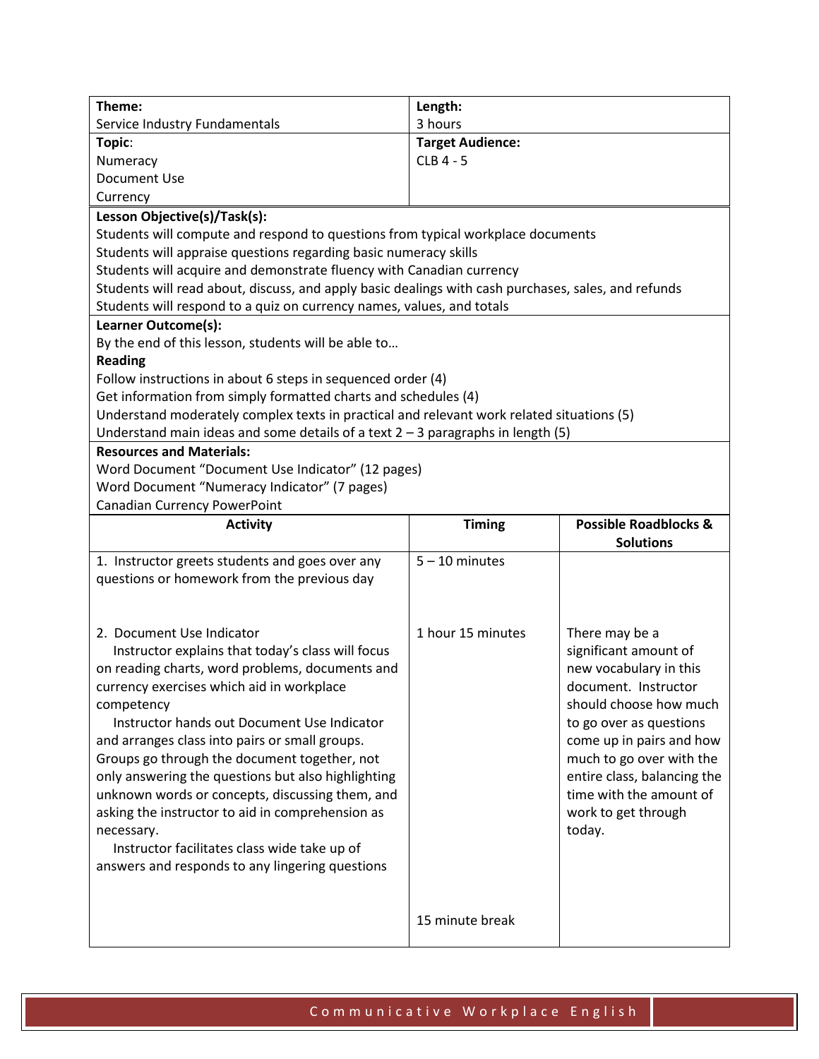| **Theme:** Service Industry Fundamentals | **Length:** 3 hours |
| --- | --- |
| **Topic:** Numeracy<br>Document Use<br>Currency | **Target Audience:** CLB 4 - 5 |

**Lesson Objective(s)/Task(s):**

Students will compute and respond to questions from typical workplace documents
Students will appraise questions regarding basic numeracy skills
Students will acquire and demonstrate fluency with Canadian currency
Students will read about, discuss, and apply basic dealings with cash purchases, sales, and refunds
Students will respond to a quiz on currency names, values, and totals

**Learner Outcome(s):**

By the end of this lesson, students will be able to…

**Reading**

Follow instructions in about 6 steps in sequenced order (4)
Get information from simply formatted charts and schedules (4)
Understand moderately complex texts in practical and relevant work related situations (5)
Understand main ideas and some details of a text 2 – 3 paragraphs in length (5)

**Resources and Materials:**

Word Document "Document Use Indicator" (12 pages)
Word Document "Numeracy Indicator" (7 pages)
Canadian Currency PowerPoint

| Activity | Timing | Possible Roadblocks & Solutions |
| --- | --- | --- |
| 1. Instructor greets students and goes over any questions or homework from the previous day | 5 – 10 minutes | |
| 2. Document Use Indicator<br>Instructor explains that today's class will focus on reading charts, word problems, documents and currency exercises which aid in workplace competency<br>Instructor hands out Document Use Indicator and arranges class into pairs or small groups. Groups go through the document together, not only answering the questions but also highlighting unknown words or concepts, discussing them, and asking the instructor to aid in comprehension as necessary.<br>Instructor facilitates class wide take up of answers and responds to any lingering questions | 1 hour 15 minutes | There may be a significant amount of new vocabulary in this document. Instructor should choose how much to go over as questions come up in pairs and how much to go over with the entire class, balancing the time with the amount of work to get through today. |
| | 15 minute break | |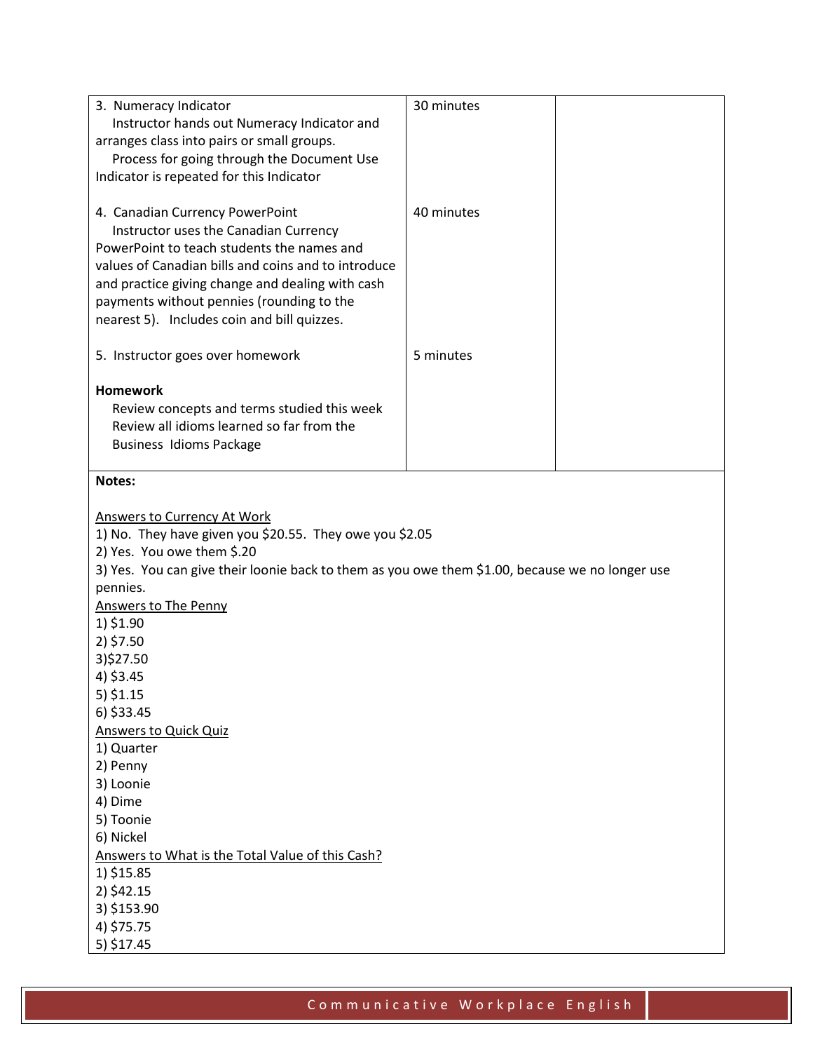| | | |
|---|---|---|
| 3. Numeracy Indicator<br>Instructor hands out Numeracy Indicator and arranges class into pairs or small groups.<br>Process for going through the Document Use Indicator is repeated for this Indicator | 30 minutes | |
| 4. Canadian Currency PowerPoint<br>Instructor uses the Canadian Currency PowerPoint to teach students the names and values of Canadian bills and coins and to introduce and practice giving change and dealing with cash payments without pennies (rounding to the nearest 5). Includes coin and bill quizzes. | 40 minutes | |
| 5. Instructor goes over homework<br><br>**Homework**<br>Review concepts and terms studied this week<br>Review all idioms learned so far from the Business Idioms Package | 5 minutes | |

**Notes:**

Answers to Currency At Work

1) No. They have given you $20.55. They owe you $2.05
2) Yes. You owe them $.20
3) Yes. You can give their loonie back to them as you owe them $1.00, because we no longer use pennies.

Answers to The Penny

1) $1.90
2) $7.50
3) $27.50
4) $3.45
5) $1.15
6) $33.45

Answers to Quick Quiz

1) Quarter
2) Penny
3) Loonie
4) Dime
5) Toonie
6) Nickel

Answers to What is the Total Value of this Cash?

1) $15.85
2) $42.15
3) $153.90
4) $75.75
5) $17.45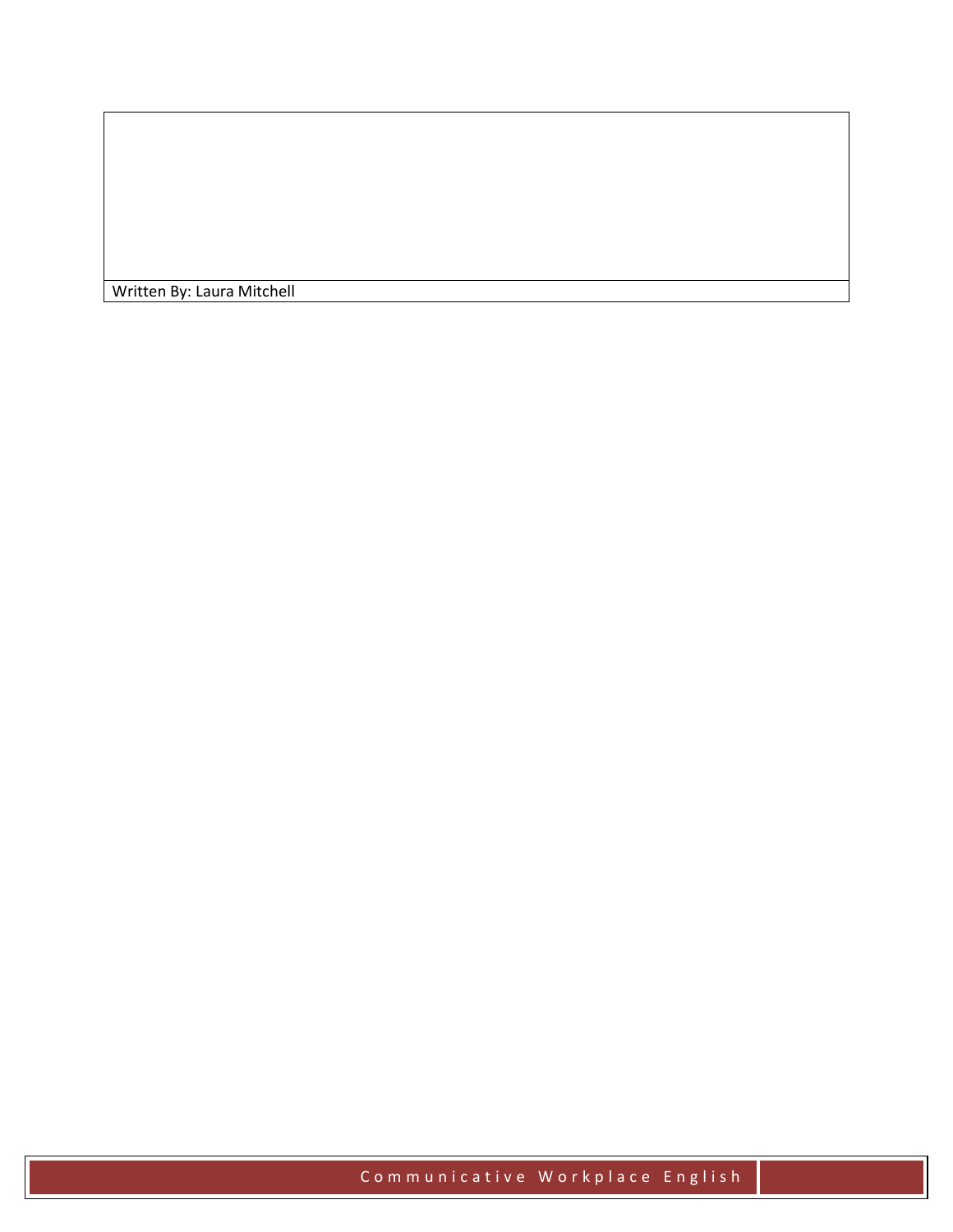| |
|---|
| |
| Written By: Laura Mitchell |